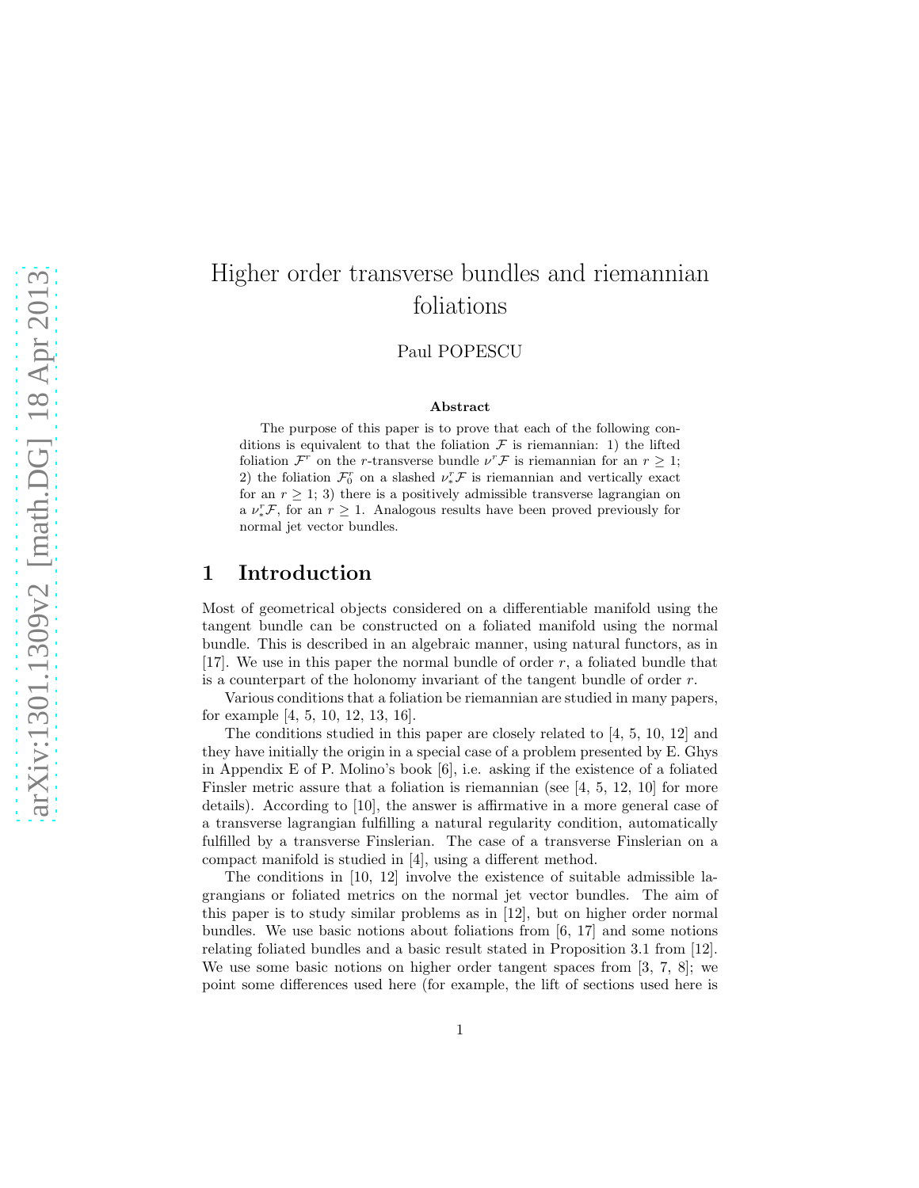# Higher order transverse bundles and riemannian foliations

Paul POPESCU

### Abstract

The purpose of this paper is to prove that each of the following conditions is equivalent to that the foliation $\mathcal{F}$ is riemannian: 1) the lifted foliation $\mathcal{F}^r$ on the $r$-transverse bundle $\nu^r\mathcal{F}$ is riemannian for an $r \geq 1$; 2) the foliation $\mathcal{F}_0^r$ on a slashed $\nu_*^r\mathcal{F}$ is riemannian and vertically exact for an $r \geq 1$; 3) there is a positively admissible transverse lagrangian on a $\nu_*^r\mathcal{F}$, for an $r \geq 1$. Analogous results have been proved previously for normal jet vector bundles.

## 1 Introduction

Most of geometrical objects considered on a differentiable manifold using the tangent bundle can be constructed on a foliated manifold using the normal bundle. This is described in an algebraic manner, using natural functors, as in [17]. We use in this paper the normal bundle of order $r$, a foliated bundle that is a counterpart of the holonomy invariant of the tangent bundle of order $r$.

Various conditions that a foliation be riemannian are studied in many papers, for example [4, 5, 10, 12, 13, 16].

The conditions studied in this paper are closely related to [4, 5, 10, 12] and they have initially the origin in a special case of a problem presented by E. Ghys in Appendix E of P. Molino's book [6], i.e. asking if the existence of a foliated Finsler metric assure that a foliation is riemannian (see [4, 5, 12, 10] for more details). According to [10], the answer is affirmative in a more general case of a transverse lagrangian fulfilling a natural regularity condition, automatically fulfilled by a transverse Finslerian. The case of a transverse Finslerian on a compact manifold is studied in [4], using a different method.

The conditions in [10, 12] involve the existence of suitable admissible lagrangians or foliated metrics on the normal jet vector bundles. The aim of this paper is to study similar problems as in [12], but on higher order normal bundles. We use basic notions about foliations from [6, 17] and some notions relating foliated bundles and a basic result stated in Proposition 3.1 from [12]. We use some basic notions on higher order tangent spaces from [3, 7, 8]; we point some differences used here (for example, the lift of sections used here is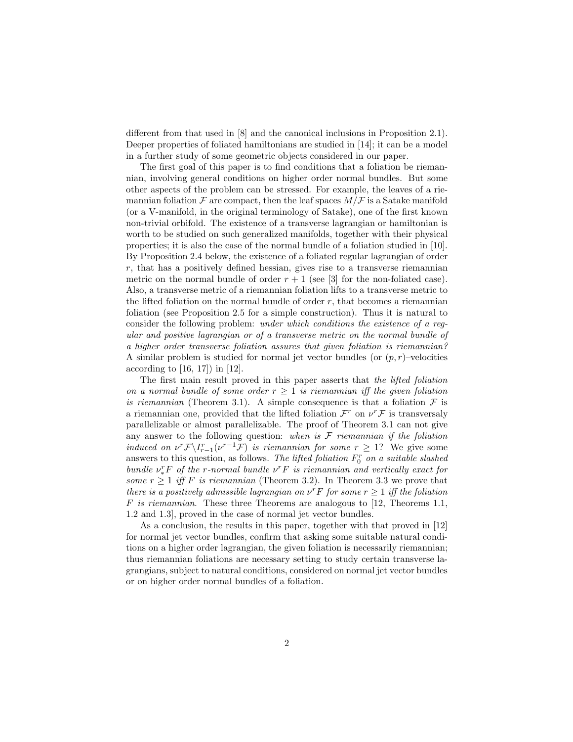different from that used in [8] and the canonical inclusions in Proposition 2.1). Deeper properties of foliated hamiltonians are studied in [14]; it can be a model in a further study of some geometric objects considered in our paper.

The first goal of this paper is to find conditions that a foliation be riemannian, involving general conditions on higher order normal bundles. But some other aspects of the problem can be stressed. For example, the leaves of a riemannian foliation $\mathcal{F}$ are compact, then the leaf spaces $M/\mathcal{F}$ is a Satake manifold (or a V-manifold, in the original terminology of Satake), one of the first known non-trivial orbifold. The existence of a transverse lagrangian or hamiltonian is worth to be studied on such generalized manifolds, together with their physical properties; it is also the case of the normal bundle of a foliation studied in [10]. By Proposition 2.4 below, the existence of a foliated regular lagrangian of order $r$, that has a positively defined hessian, gives rise to a transverse riemannian metric on the normal bundle of order $r+1$ (see [3] for the non-foliated case). Also, a transverse metric of a riemannian foliation lifts to a transverse metric to the lifted foliation on the normal bundle of order $r$, that becomes a riemannian foliation (see Proposition 2.5 for a simple construction). Thus it is natural to consider the following problem: *under which conditions the existence of a regular and positive lagrangian or of a transverse metric on the normal bundle of a higher order transverse foliation assures that given foliation is riemannian?* A similar problem is studied for normal jet vector bundles (or $(p,r)$–velocities according to [16, 17]) in [12].

The first main result proved in this paper asserts that *the lifted foliation on a normal bundle of some order $r \geq 1$ is riemannian iff the given foliation is riemannian* (Theorem 3.1). A simple consequence is that a foliation $\mathcal{F}$ is a riemannian one, provided that the lifted foliation $\mathcal{F}^r$ on $\nu^r\mathcal{F}$ is transversaly parallelizable or almost parallelizable. The proof of Theorem 3.1 can not give any answer to the following question: *when is $\mathcal{F}$ riemannian if the foliation induced on $\nu^r\mathcal{F}\backslash I^r_{r-1}(\nu^{r-1}\mathcal{F})$ is riemannian for some $r \geq 1$?* We give some answers to this question, as follows. *The lifted foliation $F^r_0$ on a suitable slashed bundle $\nu^r_*F$ of the $r$-normal bundle $\nu^rF$ is riemannian and vertically exact for some $r \geq 1$ iff $F$ is riemannian* (Theorem 3.2). In Theorem 3.3 we prove that *there is a positively admissible lagrangian on $\nu^rF$ for some $r \geq 1$ iff the foliation $F$ is riemannian*. These three Theorems are analogous to [12, Theorems 1.1, 1.2 and 1.3], proved in the case of normal jet vector bundles.

As a conclusion, the results in this paper, together with that proved in [12] for normal jet vector bundles, confirm that asking some suitable natural conditions on a higher order lagrangian, the given foliation is necessarily riemannian; thus riemannian foliations are necessary setting to study certain transverse lagrangians, subject to natural conditions, considered on normal jet vector bundles or on higher order normal bundles of a foliation.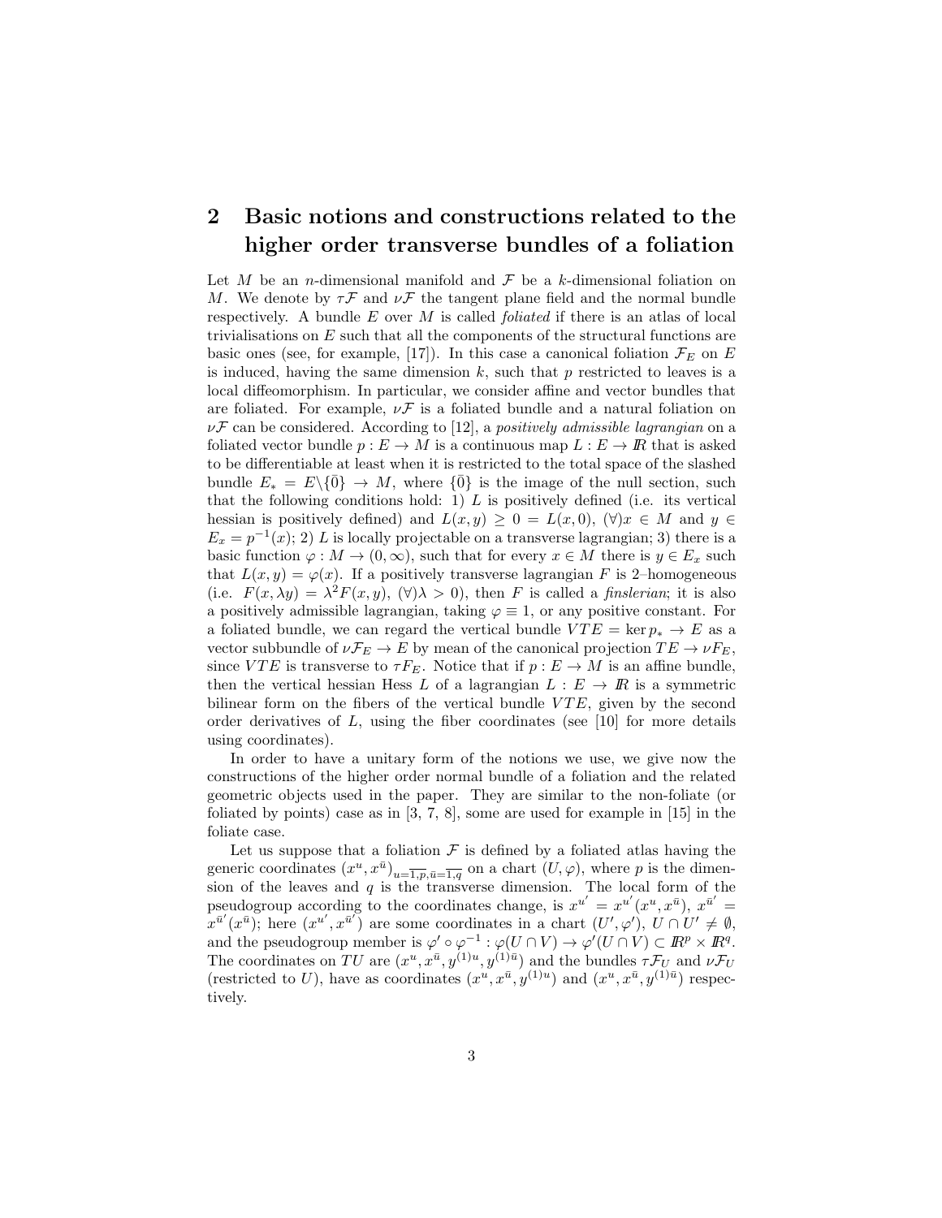## 2 Basic notions and constructions related to the higher order transverse bundles of a foliation

Let $M$ be an $n$-dimensional manifold and $\mathcal{F}$ be a $k$-dimensional foliation on $M$. We denote by $\tau\mathcal{F}$ and $\nu\mathcal{F}$ the tangent plane field and the normal bundle respectively. A bundle $E$ over $M$ is called *foliated* if there is an atlas of local trivialisations on $E$ such that all the components of the structural functions are basic ones (see, for example, [17]). In this case a canonical foliation $\mathcal{F}_E$ on $E$ is induced, having the same dimension $k$, such that $p$ restricted to leaves is a local diffeomorphism. In particular, we consider affine and vector bundles that are foliated. For example, $\nu\mathcal{F}$ is a foliated bundle and a natural foliation on $\nu\mathcal{F}$ can be considered. According to [12], a *positively admissible lagrangian* on a foliated vector bundle $p : E \to M$ is a continuous map $L : E \to I\!R$ that is asked to be differentiable at least when it is restricted to the total space of the slashed bundle $E_* = E\backslash\{\bar{0}\} \to M$, where $\{\bar{0}\}$ is the image of the null section, such that the following conditions hold: 1) $L$ is positively defined (i.e. its vertical hessian is positively defined) and $L(x, y) \geq 0 = L(x, 0)$, $(\forall)x \in M$ and $y \in E_x = p^{-1}(x)$; 2) $L$ is locally projectable on a transverse lagrangian; 3) there is a basic function $\varphi : M \to (0, \infty)$, such that for every $x \in M$ there is $y \in E_x$ such that $L(x, y) = \varphi(x)$. If a positively transverse lagrangian $F$ is 2–homogeneous (i.e. $F(x, \lambda y) = \lambda^2 F(x, y)$, $(\forall)\lambda > 0$), then $F$ is called a *finslerian*; it is also a positively admissible lagrangian, taking $\varphi \equiv 1$, or any positive constant. For a foliated bundle, we can regard the vertical bundle $VTE = \ker p_* \to E$ as a vector subbundle of $\nu\mathcal{F}_E \to E$ by mean of the canonical projection $TE \to \nu F_E$, since $VTE$ is transverse to $\tau F_E$. Notice that if $p : E \to M$ is an affine bundle, then the vertical hessian Hess $L$ of a lagrangian $L : E \to I\!R$ is a symmetric bilinear form on the fibers of the vertical bundle $VTE$, given by the second order derivatives of $L$, using the fiber coordinates (see [10] for more details using coordinates).

In order to have a unitary form of the notions we use, we give now the constructions of the higher order normal bundle of a foliation and the related geometric objects used in the paper. They are similar to the non-foliate (or foliated by points) case as in [3, 7, 8], some are used for example in [15] in the foliate case.

Let us suppose that a foliation $\mathcal{F}$ is defined by a foliated atlas having the generic coordinates $(x^u, x^{\bar{u}})_{u=\overline{1,p},\bar{u}=\overline{1,q}}$ on a chart $(U, \varphi)$, where $p$ is the dimension of the leaves and $q$ is the transverse dimension. The local form of the pseudogroup according to the coordinates change, is $x^{u'} = x^{u'}(x^u, x^{\bar{u}})$, $x^{\bar{u}'} = x^{\bar{u}'}(x^{\bar{u}})$; here $(x^{u'}, x^{\bar{u}'})$ are some coordinates in a chart $(U', \varphi')$, $U \cap U' \neq \emptyset$, and the pseudogroup member is $\varphi' \circ \varphi^{-1} : \varphi(U \cap V) \to \varphi'(U \cap V) \subset I\!R^p \times I\!R^q$. The coordinates on $TU$ are $(x^u, x^{\bar{u}}, y^{(1)u}, y^{(1)\bar{u}})$ and the bundles $\tau\mathcal{F}_U$ and $\nu\mathcal{F}_U$ (restricted to $U$), have as coordinates $(x^u, x^{\bar{u}}, y^{(1)u})$ and $(x^u, x^{\bar{u}}, y^{(1)\bar{u}})$ respectively.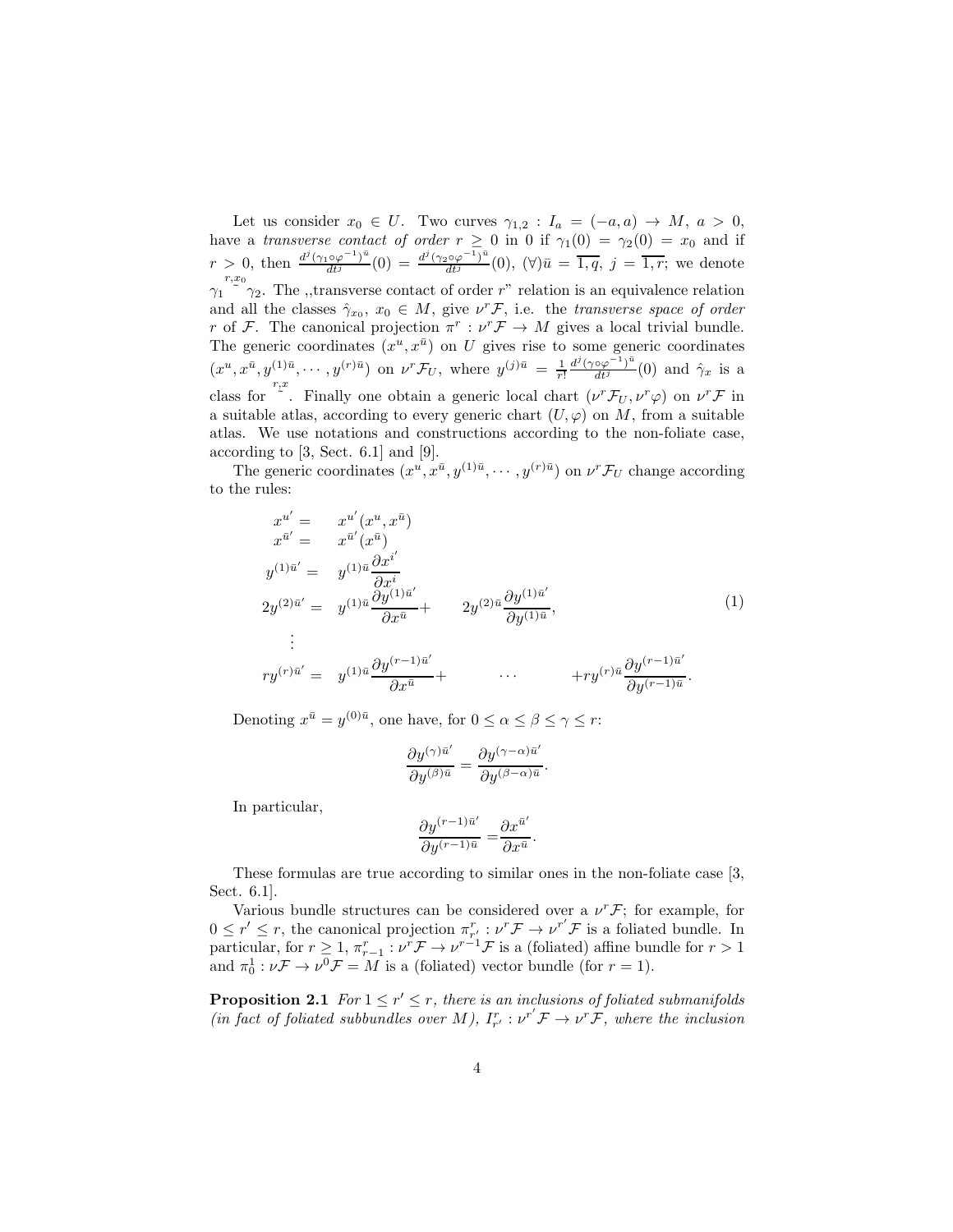Let us consider $x_0 \in U$. Two curves $\gamma_{1,2} : I_a = (-a, a) \to M$, $a > 0$, have a *transverse contact of order* $r \geq 0$ in 0 if $\gamma_1(0) = \gamma_2(0) = x_0$ and if $r > 0$, then $\frac{d^j(\gamma_1\circ\varphi^{-1})^{\bar{u}}}{dt^j}(0) = \frac{d^j(\gamma_2\circ\varphi^{-1})^{\bar{u}}}{dt^j}(0)$, $(\forall)\bar{u} = \overline{1,q}$, $j = \overline{1,r}$; we denote $\gamma_1 \overset{r,x_0}{\sim} \gamma_2$. The ,,transverse contact of order $r$" relation is an equivalence relation and all the classes $\hat{\gamma}_{x_0}$, $x_0 \in M$, give $\nu^r\mathcal{F}$, i.e. the *transverse space of order* $r$ of $\mathcal{F}$. The canonical projection $\pi^r : \nu^r\mathcal{F} \to M$ gives a local trivial bundle. The generic coordinates $(x^u, x^{\bar{u}})$ on $U$ gives rise to some generic coordinates $(x^u, x^{\bar{u}}, y^{(1)\bar{u}}, \cdots, y^{(r)\bar{u}})$ on $\nu^r\mathcal{F}_U$, where $y^{(j)\bar{u}} = \frac{1}{r!}\frac{d^j(\gamma\circ\varphi^{-1})^{\bar{u}}}{dt^j}(0)$ and $\hat{\gamma}_x$ is a class for $\overset{r,x}{\sim}$. Finally one obtain a generic local chart $(\nu^r\mathcal{F}_U, \nu^r\varphi)$ on $\nu^r\mathcal{F}$ in a suitable atlas, according to every generic chart $(U, \varphi)$ on $M$, from a suitable atlas. We use notations and constructions according to the non-foliate case, according to [3, Sect. 6.1] and [9].

The generic coordinates $(x^u, x^{\bar{u}}, y^{(1)\bar{u}}, \cdots, y^{(r)\bar{u}})$ on $\nu^r\mathcal{F}_U$ change according to the rules:

$$
\begin{aligned}
x^{u'} &= x^{u'}(x^u, x^{\bar{u}}) \\
x^{\bar{u}'} &= x^{\bar{u}'}(x^{\bar{u}}) \\
y^{(1)\bar{u}'} &= y^{(1)\bar{u}}\frac{\partial x^{i'}}{\partial x^{i}} \\
2y^{(2)\bar{u}'} &= y^{(1)\bar{u}}\frac{\partial y^{(1)\bar{u}'}}{\partial x^{\bar{u}}} + 2y^{(2)\bar{u}}\frac{\partial y^{(1)\bar{u}'}}{\partial y^{(1)\bar{u}}}, \\
&\ \vdots \\
ry^{(r)\bar{u}'} &= y^{(1)\bar{u}}\frac{\partial y^{(r-1)\bar{u}'}}{\partial x^{\bar{u}}} + \cdots + ry^{(r)\bar{u}}\frac{\partial y^{(r-1)\bar{u}'}}{\partial y^{(r-1)\bar{u}}}.
\end{aligned}
\tag{1}
$$

Denoting $x^{\bar{u}} = y^{(0)\bar{u}}$, one have, for $0 \leq \alpha \leq \beta \leq \gamma \leq r$:

$$\frac{\partial y^{(\gamma)\bar{u}'}}{\partial y^{(\beta)\bar{u}}} = \frac{\partial y^{(\gamma-\alpha)\bar{u}'}}{\partial y^{(\beta-\alpha)\bar{u}}}.$$

In particular,

$$\frac{\partial y^{(r-1)\bar{u}'}}{\partial y^{(r-1)\bar{u}}} = \frac{\partial x^{\bar{u}'}}{\partial x^{\bar{u}}}.$$

These formulas are true according to similar ones in the non-foliate case [3, Sect. 6.1].

Various bundle structures can be considered over a $\nu^r\mathcal{F}$; for example, for $0 \leq r' \leq r$, the canonical projection $\pi^r_{r'} : \nu^r\mathcal{F} \to \nu^{r'}\mathcal{F}$ is a foliated bundle. In particular, for $r \geq 1$, $\pi^r_{r-1} : \nu^r\mathcal{F} \to \nu^{r-1}\mathcal{F}$ is a (foliated) affine bundle for $r > 1$ and $\pi^1_0 : \nu\mathcal{F} \to \nu^0\mathcal{F} = M$ is a (foliated) vector bundle (for $r = 1$).

**Proposition 2.1** *For $1 \leq r' \leq r$, there is an inclusions of foliated submanifolds (in fact of foliated subbundles over $M$), $I^r_{r'} : \nu^{r'}\mathcal{F} \to \nu^r\mathcal{F}$, where the inclusion*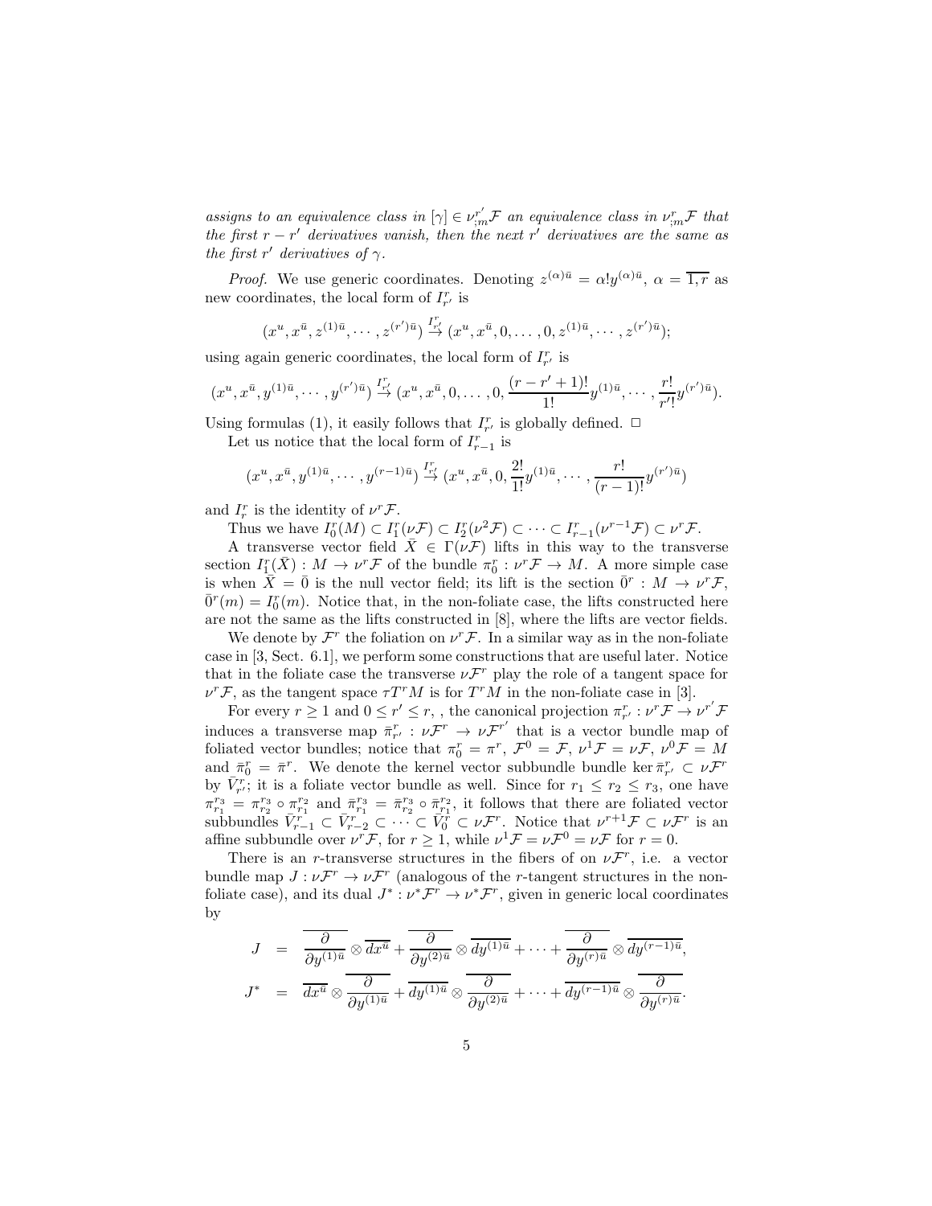*assigns to an equivalence class in $[\gamma] \in \nu^{r'}_{;m}\mathcal{F}$ an equivalence class in $\nu^{r}_{;m}\mathcal{F}$ that the first $r-r'$ derivatives vanish, then the next $r'$ derivatives are the same as the first $r'$ derivatives of $\gamma$.*

*Proof.* We use generic coordinates. Denoting $z^{(\alpha)\bar{u}} = \alpha! y^{(\alpha)\bar{u}}$, $\alpha = \overline{1,r}$ as new coordinates, the local form of $I^r_{r'}$ is

$$(x^u, x^{\bar{u}}, z^{(1)\bar{u}}, \cdots, z^{(r')\bar{u}}) \stackrel{I^r_{r'}}{\rightarrow} (x^u, x^{\bar{u}}, 0, \ldots, 0, z^{(1)\bar{u}}, \cdots, z^{(r')\bar{u}});$$

using again generic coordinates, the local form of $I^r_{r'}$ is

$$(x^u, x^{\bar{u}}, y^{(1)\bar{u}}, \cdots, y^{(r')\bar{u}}) \stackrel{I^r_{r'}}{\rightarrow} (x^u, x^{\bar{u}}, 0, \ldots, 0, \frac{(r-r'+1)!}{1!} y^{(1)\bar{u}}, \cdots, \frac{r!}{r'!} y^{(r')\bar{u}}).$$

Using formulas (1), it easily follows that $I^r_{r'}$ is globally defined. $\Box$

Let us notice that the local form of $I^r_{r-1}$ is

$$(x^u, x^{\bar{u}}, y^{(1)\bar{u}}, \cdots, y^{(r-1)\bar{u}}) \stackrel{I^r_{r'}}{\rightarrow} (x^u, x^{\bar{u}}, 0, \frac{2!}{1!} y^{(1)\bar{u}}, \cdots, \frac{r!}{(r-1)!} y^{(r')\bar{u}})$$

and $I^r_r$ is the identity of $\nu^r\mathcal{F}$.

Thus we have $I^r_0(M) \subset I^r_1(\nu\mathcal{F}) \subset I^r_2(\nu^2\mathcal{F}) \subset \cdots \subset I^r_{r-1}(\nu^{r-1}\mathcal{F}) \subset \nu^r\mathcal{F}$.

A transverse vector field $\bar{X} \in \Gamma(\nu\mathcal{F})$ lifts in this way to the transverse section $I^r_1(\bar{X}) : M \to \nu^r\mathcal{F}$ of the bundle $\pi^r_0 : \nu^r\mathcal{F} \to M$. A more simple case is when $\bar{X} = \bar{0}$ is the null vector field; its lift is the section $\bar{0}^r : M \to \nu^r\mathcal{F}$, $\bar{0}^r(m) = I^r_0(m)$. Notice that, in the non-foliate case, the lifts constructed here are not the same as the lifts constructed in [8], where the lifts are vector fields.

We denote by $\mathcal{F}^r$ the foliation on $\nu^r\mathcal{F}$. In a similar way as in the non-foliate case in [3, Sect. 6.1], we perform some constructions that are useful later. Notice that in the foliate case the transverse $\nu\mathcal{F}^r$ play the role of a tangent space for $\nu^r\mathcal{F}$, as the tangent space $\tau T^r M$ is for $T^r M$ in the non-foliate case in [3].

For every $r \geq 1$ and $0 \leq r' \leq r$, , the canonical projection $\pi^r_{r'} : \nu^r\mathcal{F} \to \nu^{r'}\mathcal{F}$ induces a transverse map $\bar{\pi}^r_{r'} : \nu\mathcal{F}^r \to \nu\mathcal{F}^{r'}$ that is a vector bundle map of foliated vector bundles; notice that $\pi^r_0 = \pi^r$, $\mathcal{F}^0 = \mathcal{F}$, $\nu^1\mathcal{F} = \nu\mathcal{F}$, $\nu^0\mathcal{F} = M$ and $\bar{\pi}^r_0 = \bar{\pi}^r$. We denote the kernel vector subbundle bundle $\ker \bar{\pi}^r_{r'} \subset \nu\mathcal{F}^r$ by $\bar{V}^r_{r'}$; it is a foliate vector bundle as well. Since for $r_1 \leq r_2 \leq r_3$, one have $\pi^{r_3}_{r_1} = \pi^{r_3}_{r_2} \circ \pi^{r_2}_{r_1}$ and $\bar{\pi}^{r_3}_{r_1} = \bar{\pi}^{r_3}_{r_2} \circ \bar{\pi}^{r_2}_{r_1}$, it follows that there are foliated vector subbundles $\bar{V}^r_{r-1} \subset \bar{V}^r_{r-2} \subset \cdots \subset \bar{V}^r_0 \subset \nu\mathcal{F}^r$. Notice that $\nu^{r+1}\mathcal{F} \subset \nu\mathcal{F}^r$ is an affine subbundle over $\nu^r\mathcal{F}$, for $r \geq 1$, while $\nu^1\mathcal{F} = \nu\mathcal{F}^0 = \nu\mathcal{F}$ for $r = 0$.

There is an $r$-transverse structures in the fibers of on $\nu\mathcal{F}^r$, i.e. a vector bundle map $J : \nu\mathcal{F}^r \to \nu\mathcal{F}^r$ (analogous of the $r$-tangent structures in the non-foliate case), and its dual $J^* : \nu^*\mathcal{F}^r \to \nu^*\mathcal{F}^r$, given in generic local coordinates by

$$\begin{aligned}
J &= \overline{\frac{\partial}{\partial y^{(1)\bar{u}}}} \otimes \overline{dx^{\bar{u}}} + \overline{\frac{\partial}{\partial y^{(2)\bar{u}}}} \otimes \overline{dy^{(1)\bar{u}}} + \cdots + \overline{\frac{\partial}{\partial y^{(r)\bar{u}}}} \otimes \overline{dy^{(r-1)\bar{u}}}, \\
J^* &= \overline{dx^{\bar{u}}} \otimes \overline{\frac{\partial}{\partial y^{(1)\bar{u}}}} + \overline{dy^{(1)\bar{u}}} \otimes \overline{\frac{\partial}{\partial y^{(2)\bar{u}}}} + \cdots + \overline{dy^{(r-1)\bar{u}}} \otimes \overline{\frac{\partial}{\partial y^{(r)\bar{u}}}}.
\end{aligned}$$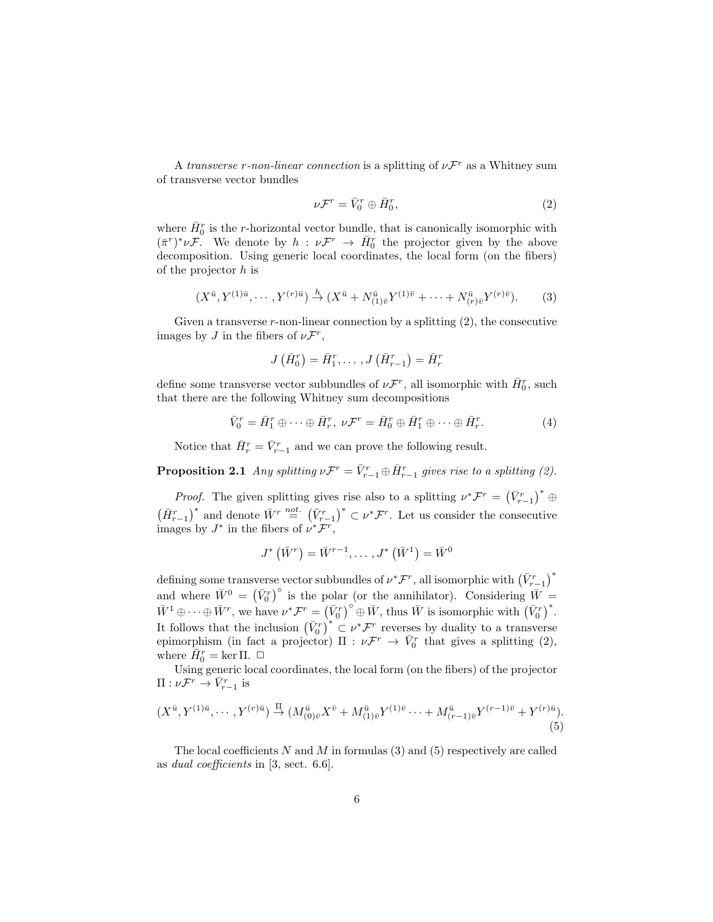A *transverse r-non-linear connection* is a splitting of $\nu\mathcal{F}^r$ as a Whitney sum of transverse vector bundles

$$\nu\mathcal{F}^r = \bar{V}_0^r \oplus \bar{H}_0^r, \tag{2}$$

where $\bar{H}_0^r$ is the $r$-horizontal vector bundle, that is canonically isomorphic with $(\bar{\pi}^r)^*\nu\mathcal{F}$. We denote by $h : \nu\mathcal{F}^r \to \bar{H}_0^r$ the projector given by the above decomposition. Using generic local coordinates, the local form (on the fibers) of the projector $h$ is

$$(X^{\bar{u}}, Y^{(1)\bar{u}}, \cdots, Y^{(r)\bar{u}}) \xrightarrow{h} (X^{\bar{u}} + N^{\bar{u}}_{(1)\bar{v}} Y^{(1)\bar{v}} + \cdots + N^{\bar{u}}_{(r)\bar{v}} Y^{(r)\bar{v}}). \tag{3}$$

Given a transverse $r$-non-linear connection by a splitting (2), the consecutive images by $J$ in the fibers of $\nu\mathcal{F}^r$,

$$J\left(\bar{H}_0^r\right) = \bar{H}_1^r, \ldots, J\left(\bar{H}_{r-1}^r\right) = \bar{H}_r^r$$

define some transverse vector subbundles of $\nu\mathcal{F}^r$, all isomorphic with $\bar{H}_0^r$, such that there are the following Whitney sum decompositions

$$\bar{V}_0^r = \bar{H}_1^r \oplus \cdots \oplus \bar{H}_r^r,\ \nu\mathcal{F}^r = \bar{H}_0^r \oplus \bar{H}_1^r \oplus \cdots \oplus \bar{H}_r^r. \tag{4}$$

Notice that $\bar{H}_r^r = \bar{V}_{r-1}^r$ and we can prove the following result.

**Proposition 2.1** *Any splitting $\nu\mathcal{F}^r = \bar{V}_{r-1}^r \oplus \bar{H}_{r-1}^r$ gives rise to a splitting (2).*

*Proof.* The given splitting gives rise also to a splitting $\nu^*\mathcal{F}^r = \left(\bar{V}_{r-1}^r\right)^* \oplus \left(\bar{H}_{r-1}^r\right)^*$ and denote $\bar{W}^r \overset{not.}{=} \left(\bar{V}_{r-1}^r\right)^* \subset \nu^*\mathcal{F}^r$. Let us consider the consecutive images by $J^*$ in the fibers of $\nu^*\mathcal{F}^r$,

$$J^*\left(\bar{W}^r\right) = \bar{W}^{r-1}, \ldots, J^*\left(\bar{W}^1\right) = \bar{W}^0$$

defining some transverse vector subbundles of $\nu^*\mathcal{F}^r$, all isomorphic with $\left(\bar{V}_{r-1}^r\right)^*$ and where $\bar{W}^0 = \left(\bar{V}_0^r\right)^\circ$ is the polar (or the annihilator). Considering $\bar{W} = \bar{W}^1 \oplus \cdots \oplus \bar{W}^r$, we have $\nu^*\mathcal{F}^r = \left(\bar{V}_0^r\right)^\circ \oplus \bar{W}$, thus $\bar{W}$ is isomorphic with $\left(\bar{V}_0^r\right)^*$. It follows that the inclusion $\left(\bar{V}_0^r\right)^* \subset \nu^*\mathcal{F}^r$ reverses by duality to a transverse epimorphism (in fact a projector) $\Pi : \nu\mathcal{F}^r \to \bar{V}_0^r$ that gives a splitting (2), where $\bar{H}_0^r = \ker \Pi$. $\Box$

Using generic local coordinates, the local form (on the fibers) of the projector $\Pi : \nu\mathcal{F}^r \to \bar{V}_{r-1}^r$ is

$$(X^{\bar{u}}, Y^{(1)\bar{u}}, \cdots, Y^{(r)\bar{u}}) \xrightarrow{\Pi} (M^{\bar{u}}_{(0)\bar{v}} X^{\bar{v}} + M^{\bar{u}}_{(1)\bar{v}} Y^{(1)\bar{v}} \cdots + M^{\bar{u}}_{(r-1)\bar{v}} Y^{(r-1)\bar{v}} + Y^{(r)\bar{u}}). \tag{5}$$

The local coefficients $N$ and $M$ in formulas (3) and (5) respectively are called as *dual coefficients* in [3, sect. 6.6].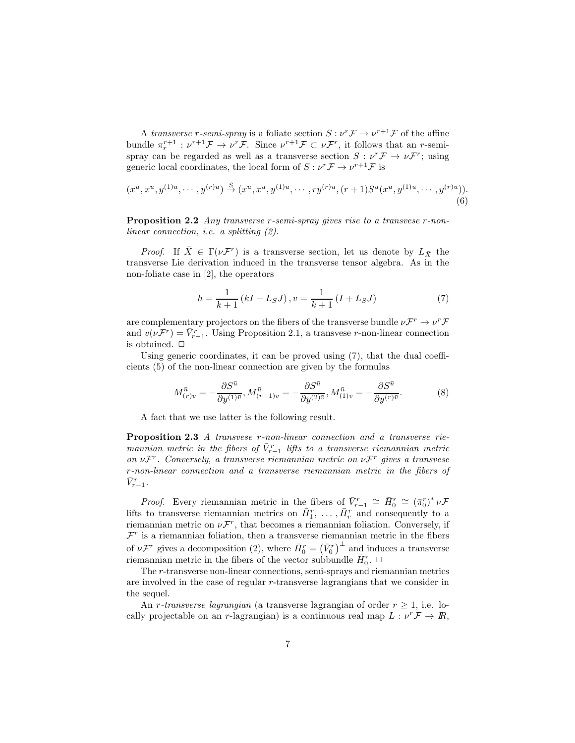A *transverse r-semi-spray* is a foliate section $S : \nu^r\mathcal{F} \to \nu^{r+1}\mathcal{F}$ of the affine bundle $\pi_r^{r+1} : \nu^{r+1}\mathcal{F} \to \nu^r\mathcal{F}$. Since $\nu^{r+1}\mathcal{F} \subset \nu\mathcal{F}^r$, it follows that an $r$-semi-spray can be regarded as well as a transverse section $S : \nu^r\mathcal{F} \to \nu\mathcal{F}^r$; using generic local coordinates, the local form of $S : \nu^r\mathcal{F} \to \nu^{r+1}\mathcal{F}$ is

$$(x^u, x^{\bar{u}}, y^{(1)\bar{u}}, \cdots, y^{(r)\bar{u}}) \xrightarrow{S} (x^u, x^{\bar{u}}, y^{(1)\bar{u}}, \cdots, ry^{(r)\bar{u}}, (r+1)S^{\bar{u}}(x^{\bar{u}}, y^{(1)\bar{u}}, \cdots, y^{(r)\bar{u}})). \tag{6}$$

**Proposition 2.2** *Any transverse r-semi-spray gives rise to a transvese r-non-linear connection, i.e. a splitting (2).*

*Proof.* If $\bar{X} \in \Gamma(\nu\mathcal{F}^r)$ is a transverse section, let us denote by $L_{\bar{X}}$ the transverse Lie derivation induced in the transverse tensor algebra. As in the non-foliate case in [2], the operators

$$h = \frac{1}{k+1}\left(kI - L_S J\right), v = \frac{1}{k+1}\left(I + L_S J\right) \tag{7}$$

are complementary projectors on the fibers of the transverse bundle $\nu\mathcal{F}^r \to \nu^r\mathcal{F}$ and $v(\nu\mathcal{F}^r) = \bar{V}^r_{r-1}$. Using Proposition 2.1, a transvese $r$-non-linear connection is obtained. □

Using generic coordinates, it can be proved using (7), that the dual coefficients (5) of the non-linear connection are given by the formulas

$$M^{\bar{u}}_{(r)\bar{v}} = -\frac{\partial S^{\bar{u}}}{\partial y^{(1)\bar{v}}}, M^{\bar{u}}_{(r-1)\bar{v}} = -\frac{\partial S^{\bar{u}}}{\partial y^{(2)\bar{v}}}, M^{\bar{u}}_{(1)\bar{v}} = -\frac{\partial S^{\bar{u}}}{\partial y^{(r)\bar{v}}}. \tag{8}$$

A fact that we use latter is the following result.

**Proposition 2.3** *A transvese r-non-linear connection and a transverse riemannian metric in the fibers of $\bar{V}^r_{r-1}$ lifts to a transverse riemannian metric on $\nu\mathcal{F}^r$. Conversely, a transverse riemannian metric on $\nu\mathcal{F}^r$ gives a transvese r-non-linear connection and a transverse riemannian metric in the fibers of $\bar{V}^r_{r-1}$.*

*Proof.* Every riemannian metric in the fibers of $\bar{V}^r_{r-1} \cong \bar{H}^r_0 \cong (\bar{\pi}^r_0)^* \nu\mathcal{F}$ lifts to transverse riemannian metrics on $\bar{H}^r_1, \ldots, \bar{H}^r_r$ and consequently to a riemannian metric on $\nu\mathcal{F}^r$, that becomes a riemannian foliation. Conversely, if $\mathcal{F}^r$ is a riemannian foliation, then a transverse riemannian metric in the fibers of $\nu\mathcal{F}^r$ gives a decomposition (2), where $\bar{H}^r_0 = \left(\bar{V}^r_0\right)^\perp$ and induces a transverse riemannian metric in the fibers of the vector subbundle $\bar{H}^r_0$. □

The $r$-transverse non-linear connections, semi-sprays and riemannian metrics are involved in the case of regular $r$-transverse lagrangians that we consider in the sequel.

An *r-transverse lagrangian* (a transverse lagrangian of order $r \geq 1$, i.e. locally projectable on an $r$-lagrangian) is a continuous real map $L : \nu^r\mathcal{F} \to I\!R$,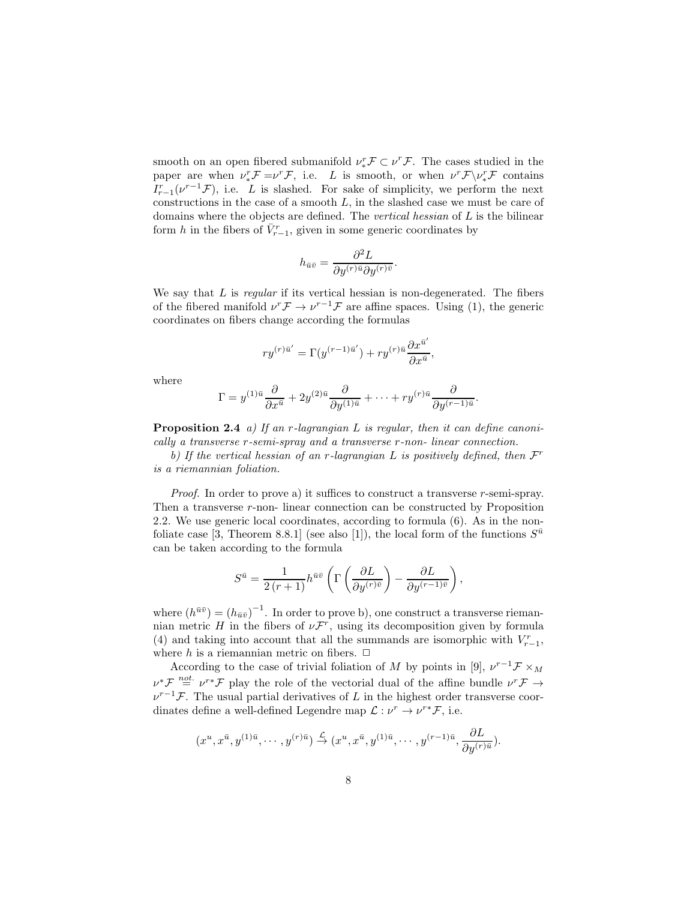smooth on an open fibered submanifold $\nu^r_*\mathcal{F} \subset \nu^r\mathcal{F}$. The cases studied in the paper are when $\nu^r_*\mathcal{F} = \nu^r\mathcal{F}$, i.e. $L$ is smooth, or when $\nu^r\mathcal{F}\backslash\nu^r_*\mathcal{F}$ contains $I^r_{r-1}(\nu^{r-1}\mathcal{F})$, i.e. $L$ is slashed. For sake of simplicity, we perform the next constructions in the case of a smooth $L$, in the slashed case we must be care of domains where the objects are defined. The *vertical hessian* of $L$ is the bilinear form $h$ in the fibers of $\bar{V}^r_{r-1}$, given in some generic coordinates by

$$h_{\bar{u}\bar{v}} = \frac{\partial^2 L}{\partial y^{(r)\bar{u}} \partial y^{(r)\bar{v}}}.$$

We say that $L$ is *regular* if its vertical hessian is non-degenerated. The fibers of the fibered manifold $\nu^r\mathcal{F} \to \nu^{r-1}\mathcal{F}$ are affine spaces. Using (1), the generic coordinates on fibers change according the formulas

$$r y^{(r)\bar{u}'} = \Gamma(y^{(r-1)\bar{u}'}) + r y^{(r)\bar{u}} \frac{\partial x^{\bar{u}'}}{\partial x^{\bar{u}}},$$

where

$$\Gamma = y^{(1)\bar{u}} \frac{\partial}{\partial x^{\bar{u}}} + 2y^{(2)\bar{u}} \frac{\partial}{\partial y^{(1)\bar{u}}} + \cdots + r y^{(r)\bar{u}} \frac{\partial}{\partial y^{(r-1)\bar{u}}}.$$

**Proposition 2.4** *a) If an r-lagrangian L is regular, then it can define canonically a transverse r-semi-spray and a transverse r-non- linear connection.*

*b) If the vertical hessian of an r-lagrangian L is positively defined, then $\mathcal{F}^r$ is a riemannian foliation.*

*Proof.* In order to prove a) it suffices to construct a transverse $r$-semi-spray. Then a transverse $r$-non- linear connection can be constructed by Proposition 2.2. We use generic local coordinates, according to formula (6). As in the non-foliate case [3, Theorem 8.8.1] (see also [1]), the local form of the functions $S^{\bar{u}}$ can be taken according to the formula

$$S^{\bar{u}} = \frac{1}{2\,(r+1)} h^{\bar{u}\bar{v}} \left( \Gamma\left( \frac{\partial L}{\partial y^{(r)\bar{v}}} \right) - \frac{\partial L}{\partial y^{(r-1)\bar{v}}} \right),$$

where $(h^{\bar{u}\bar{v}}) = (h_{\bar{u}\bar{v}})^{-1}$. In order to prove b), one construct a transverse riemannian metric $H$ in the fibers of $\nu\mathcal{F}^r$, using its decomposition given by formula (4) and taking into account that all the summands are isomorphic with $V^r_{r-1}$, where $h$ is a riemannian metric on fibers. $\Box$

According to the case of trivial foliation of $M$ by points in [9], $\nu^{r-1}\mathcal{F} \times_M \nu^*\mathcal{F} \overset{not.}{=} \nu^{r*}\mathcal{F}$ play the role of the vectorial dual of the affine bundle $\nu^r\mathcal{F} \to \nu^{r-1}\mathcal{F}$. The usual partial derivatives of $L$ in the highest order transverse coordinates define a well-defined Legendre map $\mathcal{L} : \nu^r \to \nu^{r*}\mathcal{F}$, i.e.

$$(x^u, x^{\bar{u}}, y^{(1)\bar{u}}, \cdots, y^{(r)\bar{u}}) \overset{\mathcal{L}}{\to} (x^u, x^{\bar{u}}, y^{(1)\bar{u}}, \cdots, y^{(r-1)\bar{u}}, \frac{\partial L}{\partial y^{(r)\bar{u}}}).$$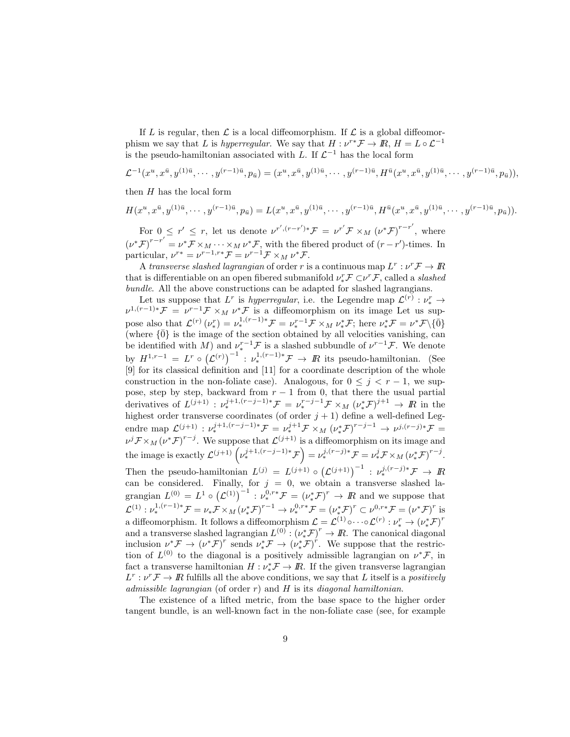If $L$ is regular, then $\mathcal{L}$ is a local diffeomorphism. If $\mathcal{L}$ is a global diffeomorphism we say that $L$ is *hyperregular*. We say that $H : \nu^{r*}\mathcal{F} \to I\!R$, $H = L \circ \mathcal{L}^{-1}$ is the pseudo-hamiltonian associated with $L$. If $\mathcal{L}^{-1}$ has the local form

$$\mathcal{L}^{-1}(x^u, x^{\bar{u}}, y^{(1)\bar{u}}, \cdots, y^{(r-1)\bar{u}}, p_{\bar{u}}) = (x^u, x^{\bar{u}}, y^{(1)\bar{u}}, \cdots, y^{(r-1)\bar{u}}, H^{\bar{u}}(x^u, x^{\bar{u}}, y^{(1)\bar{u}}, \cdots, y^{(r-1)\bar{u}}, p_{\bar{u}})),$$

then $H$ has the local form

$$H(x^u, x^{\bar{u}}, y^{(1)\bar{u}}, \cdots, y^{(r-1)\bar{u}}, p_{\bar{u}}) = L(x^u, x^{\bar{u}}, y^{(1)\bar{u}}, \cdots, y^{(r-1)\bar{u}}, H^{\bar{u}}(x^u, x^{\bar{u}}, y^{(1)\bar{u}}, \cdots, y^{(r-1)\bar{u}}, p_{\bar{u}})).$$

For $0 \leq r' \leq r$, let us denote $\nu^{r',(r-r')*}\mathcal{F} = \nu^{r'}\mathcal{F} \times_M (\nu^*\mathcal{F})^{r-r'}$, where $(\nu^*\mathcal{F})^{r-r'} = \nu^*\mathcal{F} \times_M \cdots \times_M \nu^*\mathcal{F}$, with the fibered product of $(r-r')$-times. In particular, $\nu^{r*} = \nu^{r-1,r*}\mathcal{F} = \nu^{r-1}\mathcal{F} \times_M \nu^*\mathcal{F}$.

A *transverse slashed lagrangian* of order $r$ is a continuous map $L^r : \nu^r\mathcal{F} \to I\!R$ that is differentiable on an open fibered submanifold $\nu^r_*\mathcal{F} \subset \nu^r\mathcal{F}$, called a *slashed bundle*. All the above constructions can be adapted for slashed lagrangians.

Let us suppose that $L^r$ is *hyperregular*, i.e. the Legendre map $\mathcal{L}^{(r)} : \nu^r_* \to \nu^{1,(r-1)*}\mathcal{F} = \nu^{r-1}\mathcal{F} \times_M \nu^*\mathcal{F}$ is a diffeomorphism on its image Let us suppose also that $\mathcal{L}^{(r)}(\nu^r_*) = \nu^{1,(r-1)*}_*\mathcal{F} = \nu^{r-1}_*\mathcal{F} \times_M \nu^*_*\mathcal{F}$; here $\nu^*_*\mathcal{F} = \nu^*\mathcal{F}\backslash\{\bar{0}\}$ (where $\{\bar{0}\}$ is the image of the section obtained by all velocities vanishing, can be identified with $M$) and $\nu^{r-1}_*\mathcal{F}$ is a slashed subbundle of $\nu^{r-1}\mathcal{F}$. We denote by $H^{1,r-1} = L^r \circ \left(\mathcal{L}^{(r)}\right)^{-1} : \nu^{1,(r-1)*}_*\mathcal{F} \to I\!R$ its pseudo-hamiltonian. (See [9] for its classical definition and [11] for a coordinate description of the whole construction in the non-foliate case). Analogous, for $0 \leq j < r-1$, we suppose, step by step, backward from $r-1$ from 0, that there the usual partial derivatives of $L^{(j+1)} : \nu^{j+1,(r-j-1)*}_*\mathcal{F} = \nu^{r-j-1}_*\mathcal{F} \times_M (\nu^*_*\mathcal{F})^{j+1} \to I\!R$ in the highest order transverse coordinates (of order $j+1$) define a well-defined Legendre map $\mathcal{L}^{(j+1)} : \nu^{j+1,(r-j-1)*}_*\mathcal{F} = \nu^{j+1}_*\mathcal{F} \times_M (\nu^*_*\mathcal{F})^{r-j-1} \to \nu^{j,(r-j)*}\mathcal{F} = \nu^j\mathcal{F} \times_M (\nu^*\mathcal{F})^{r-j}$. We suppose that $\mathcal{L}^{(j+1)}$ is a diffeomorphism on its image and the image is exactly $\mathcal{L}^{(j+1)}\left(\nu^{j+1,(r-j-1)*}_*\mathcal{F}\right) = \nu^{j,(r-j)*}_*\mathcal{F} = \nu^j_*\mathcal{F} \times_M (\nu^*_*\mathcal{F})^{r-j}$. Then the pseudo-hamiltonian $L^{(j)} = L^{(j+1)} \circ \left(\mathcal{L}^{(j+1)}\right)^{-1} : \nu^{j,(r-j)*}_*\mathcal{F} \to I\!R$ can be considered. Finally, for $j = 0$, we obtain a transverse slashed lagrangian $L^{(0)} = L^1 \circ \left(\mathcal{L}^{(1)}\right)^{-1} : \nu^{0,r*}_*\mathcal{F} = (\nu^*_*\mathcal{F})^r \to I\!R$ and we suppose that $\mathcal{L}^{(1)} : \nu^{1,(r-1)*}_*\mathcal{F} = \nu_*\mathcal{F} \times_M (\nu^*_*\mathcal{F})^{r-1} \to \nu^{0,r*}_*\mathcal{F} = (\nu^*_*\mathcal{F})^r \subset \nu^{0,r*}\mathcal{F} = (\nu^*\mathcal{F})^r$ is a diffeomorphism. It follows a diffeomorphism $\mathcal{L} = \mathcal{L}^{(1)} \circ \cdots \circ \mathcal{L}^{(r)} : \nu^r_* \to (\nu^*_*\mathcal{F})^r$ and a transverse slashed lagrangian $L^{(0)} : (\nu^*_*\mathcal{F})^r \to I\!R$. The canonical diagonal inclusion $\nu^*\mathcal{F} \to (\nu^*\mathcal{F})^r$ sends $\nu^*_*\mathcal{F} \to (\nu^*_*\mathcal{F})^r$. We suppose that the restriction of $L^{(0)}$ to the diagonal is a positively admissible lagrangian on $\nu^*\mathcal{F}$, in fact a transverse hamiltonian $H : \nu^*_*\mathcal{F} \to I\!R$. If the given transverse lagrangian $L^r : \nu^r\mathcal{F} \to I\!R$ fulfills all the above conditions, we say that $L$ itself is a *positively admissible lagrangian* (of order $r$) and $H$ is its *diagonal hamiltonian*.

The existence of a lifted metric, from the base space to the higher order tangent bundle, is an well-known fact in the non-foliate case (see, for example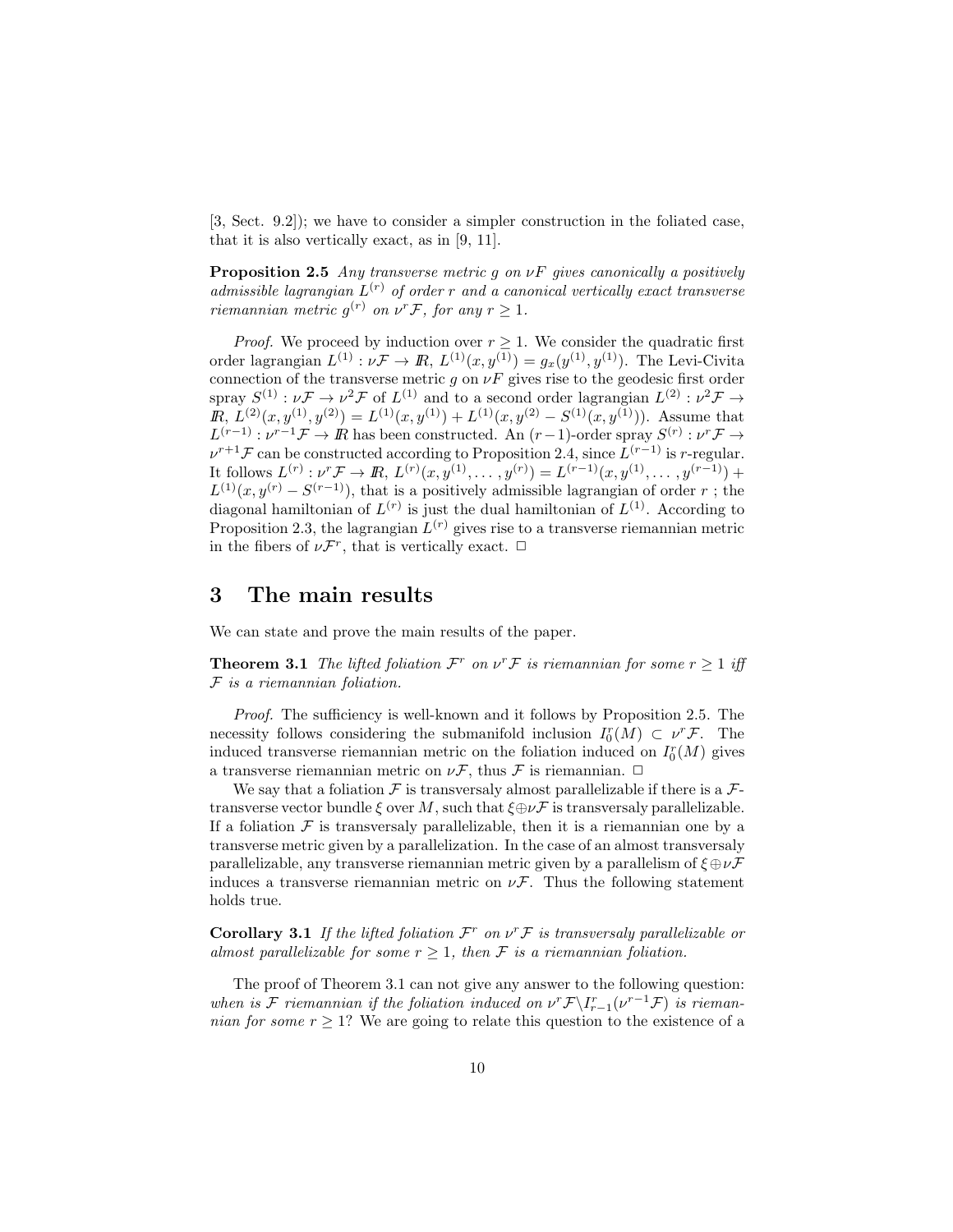[3, Sect. 9.2]); we have to consider a simpler construction in the foliated case, that it is also vertically exact, as in [9, 11].

**Proposition 2.5** *Any transverse metric $g$ on $\nu F$ gives canonically a positively admissible lagrangian $L^{(r)}$ of order $r$ and a canonical vertically exact transverse riemannian metric $g^{(r)}$ on $\nu^r\mathcal{F}$, for any $r \geq 1$.*

*Proof.* We proceed by induction over $r \geq 1$. We consider the quadratic first order lagrangian $L^{(1)} : \nu\mathcal{F} \to I\!R$, $L^{(1)}(x, y^{(1)}) = g_x(y^{(1)}, y^{(1)})$. The Levi-Civita connection of the transverse metric $g$ on $\nu F$ gives rise to the geodesic first order spray $S^{(1)} : \nu\mathcal{F} \to \nu^2\mathcal{F}$ of $L^{(1)}$ and to a second order lagrangian $L^{(2)} : \nu^2\mathcal{F} \to I\!R$, $L^{(2)}(x, y^{(1)}, y^{(2)}) = L^{(1)}(x, y^{(1)}) + L^{(1)}(x, y^{(2)} - S^{(1)}(x, y^{(1)}))$. Assume that $L^{(r-1)} : \nu^{r-1}\mathcal{F} \to I\!R$ has been constructed. An $(r-1)$-order spray $S^{(r)} : \nu^r\mathcal{F} \to \nu^{r+1}\mathcal{F}$ can be constructed according to Proposition 2.4, since $L^{(r-1)}$ is $r$-regular. It follows $L^{(r)} : \nu^r\mathcal{F} \to I\!R$, $L^{(r)}(x, y^{(1)}, \dots, y^{(r)}) = L^{(r-1)}(x, y^{(1)}, \dots, y^{(r-1)}) + L^{(1)}(x, y^{(r)} - S^{(r-1)})$, that is a positively admissible lagrangian of order $r$ ; the diagonal hamiltonian of $L^{(r)}$ is just the dual hamiltonian of $L^{(1)}$. According to Proposition 2.3, the lagrangian $L^{(r)}$ gives rise to a transverse riemannian metric in the fibers of $\nu\mathcal{F}^r$, that is vertically exact. □

# 3 The main results

We can state and prove the main results of the paper.

**Theorem 3.1** *The lifted foliation $\mathcal{F}^r$ on $\nu^r\mathcal{F}$ is riemannian for some $r \geq 1$ iff $\mathcal{F}$ is a riemannian foliation.*

*Proof.* The sufficiency is well-known and it follows by Proposition 2.5. The necessity follows considering the submanifold inclusion $I_0^r(M) \subset \nu^r\mathcal{F}$. The induced transverse riemannian metric on the foliation induced on $I_0^r(M)$ gives a transverse riemannian metric on $\nu\mathcal{F}$, thus $\mathcal{F}$ is riemannian. □

We say that a foliation $\mathcal{F}$ is transversaly almost parallelizable if there is a $\mathcal{F}$-transverse vector bundle $\xi$ over $M$, such that $\xi \oplus \nu\mathcal{F}$ is transversaly parallelizable. If a foliation $\mathcal{F}$ is transversaly parallelizable, then it is a riemannian one by a transverse metric given by a parallelization. In the case of an almost transversaly parallelizable, any transverse riemannian metric given by a parallelism of $\xi \oplus \nu\mathcal{F}$ induces a transverse riemannian metric on $\nu\mathcal{F}$. Thus the following statement holds true.

**Corollary 3.1** *If the lifted foliation $\mathcal{F}^r$ on $\nu^r\mathcal{F}$ is transversaly parallelizable or almost parallelizable for some $r \geq 1$, then $\mathcal{F}$ is a riemannian foliation.*

The proof of Theorem 3.1 can not give any answer to the following question: *when is $\mathcal{F}$ riemannian if the foliation induced on $\nu^r\mathcal{F} \backslash I_{r-1}^r(\nu^{r-1}\mathcal{F})$ is riemannian for some $r \geq 1$?* We are going to relate this question to the existence of a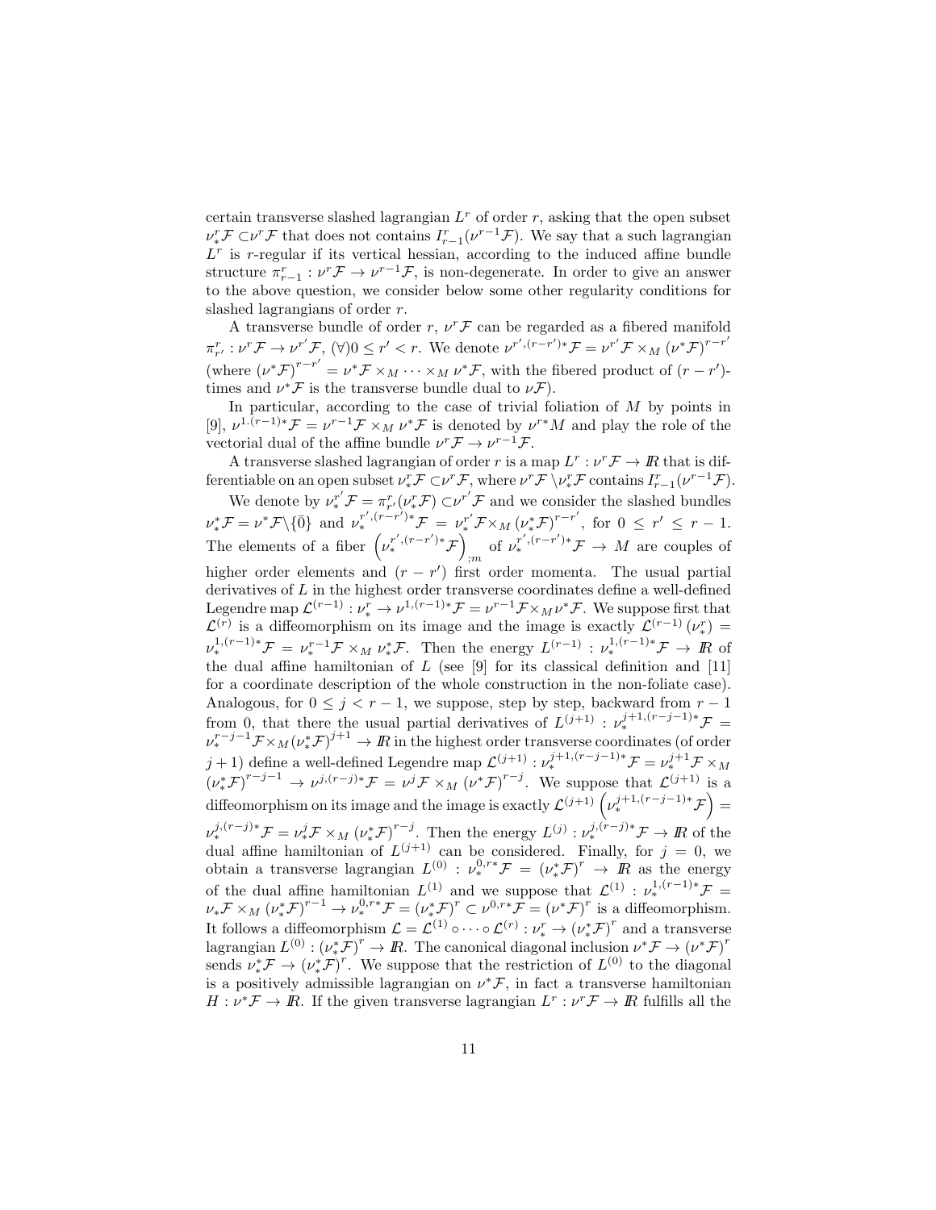certain transverse slashed lagrangian $L^r$ of order $r$, asking that the open subset $\nu_*^r\mathcal{F} \subset \nu^r\mathcal{F}$ that does not contains $I_{r-1}^r(\nu^{r-1}\mathcal{F})$. We say that a such lagrangian $L^r$ is $r$-regular if its vertical hessian, according to the induced affine bundle structure $\pi_{r-1}^r : \nu^r\mathcal{F} \to \nu^{r-1}\mathcal{F}$, is non-degenerate. In order to give an answer to the above question, we consider below some other regularity conditions for slashed lagrangians of order $r$.

A transverse bundle of order $r$, $\nu^r\mathcal{F}$ can be regarded as a fibered manifold $\pi_{r'}^r : \nu^r\mathcal{F} \to \nu^{r'}\mathcal{F}$, $(\forall)0 \leq r' < r$. We denote $\nu^{r',(r-r')*}\mathcal{F} = \nu^{r'}\mathcal{F} \times_M (\nu^*\mathcal{F})^{r-r'}$ (where $(\nu^*\mathcal{F})^{r-r'} = \nu^*\mathcal{F} \times_M \cdots \times_M \nu^*\mathcal{F}$, with the fibered product of $(r-r')$-times and $\nu^*\mathcal{F}$ is the transverse bundle dual to $\nu\mathcal{F}$).

In particular, according to the case of trivial foliation of $M$ by points in [9], $\nu^{1.(r-1)*}\mathcal{F} = \nu^{r-1}\mathcal{F} \times_M \nu^*\mathcal{F}$ is denoted by $\nu^{r*}M$ and play the role of the vectorial dual of the affine bundle $\nu^r\mathcal{F} \to \nu^{r-1}\mathcal{F}$.

A transverse slashed lagrangian of order $r$ is a map $L^r : \nu^r\mathcal{F} \to I\!R$ that is differentiable on an open subset $\nu_*^r\mathcal{F} \subset \nu^r\mathcal{F}$, where $\nu^r\mathcal{F} \setminus \nu_*^r\mathcal{F}$ contains $I_{r-1}^r(\nu^{r-1}\mathcal{F})$.

We denote by $\nu_*^{r'}\mathcal{F} = \pi_{r'}^r(\nu_*^r\mathcal{F}) \subset \nu^{r'}\mathcal{F}$ and we consider the slashed bundles $\nu_*^*\mathcal{F} = \nu^*\mathcal{F}\setminus\{\bar{0}\}$ and $\nu_*^{r',(r-r')*}\mathcal{F} = \nu_*^{r'}\mathcal{F} \times_M (\nu_*^*\mathcal{F})^{r-r'}$, for $0 \leq r' \leq r-1$. The elements of a fiber $\left(\nu_*^{r',(r-r')*}\mathcal{F}\right)_{;m}$ of $\nu_*^{r',(r-r')*}\mathcal{F} \to M$ are couples of higher order elements and $(r-r')$ first order momenta. The usual partial derivatives of $L$ in the highest order transverse coordinates define a well-defined Legendre map $\mathcal{L}^{(r-1)} : \nu_*^r \to \nu^{1,(r-1)*}\mathcal{F} = \nu^{r-1}\mathcal{F} \times_M \nu^*\mathcal{F}$. We suppose first that $\mathcal{L}^{(r)}$ is a diffeomorphism on its image and the image is exactly $\mathcal{L}^{(r-1)}(\nu_*^r) = \nu_*^{1,(r-1)*}\mathcal{F} = \nu_*^{r-1}\mathcal{F} \times_M \nu_*^*\mathcal{F}$. Then the energy $L^{(r-1)} : \nu_*^{1,(r-1)*}\mathcal{F} \to I\!R$ of the dual affine hamiltonian of $L$ (see [9] for its classical definition and [11] for a coordinate description of the whole construction in the non-foliate case). Analogous, for $0 \leq j < r-1$, we suppose, step by step, backward from $r-1$ from 0, that there the usual partial derivatives of $L^{(j+1)} : \nu_*^{j+1,(r-j-1)*}\mathcal{F} = \nu_*^{r-j-1}\mathcal{F} \times_M (\nu_*^*\mathcal{F})^{j+1} \to I\!R$ in the highest order transverse coordinates (of order $j+1$) define a well-defined Legendre map $\mathcal{L}^{(j+1)} : \nu_*^{j+1,(r-j-1)*}\mathcal{F} = \nu_*^{j+1}\mathcal{F} \times_M (\nu_*^*\mathcal{F})^{r-j-1} \to \nu^{j,(r-j)*}\mathcal{F} = \nu^j\mathcal{F} \times_M (\nu^*\mathcal{F})^{r-j}$. We suppose that $\mathcal{L}^{(j+1)}$ is a diffeomorphism on its image and the image is exactly $\mathcal{L}^{(j+1)}\left(\nu_*^{j+1,(r-j-1)*}\mathcal{F}\right) = \nu_*^{j,(r-j)*}\mathcal{F} = \nu_*^j\mathcal{F} \times_M (\nu_*^*\mathcal{F})^{r-j}$. Then the energy $L^{(j)} : \nu_*^{j,(r-j)*}\mathcal{F} \to I\!R$ of the dual affine hamiltonian of $L^{(j+1)}$ can be considered. Finally, for $j = 0$, we obtain a transverse lagrangian $L^{(0)} : \nu_*^{0,r*}\mathcal{F} = (\nu_*^*\mathcal{F})^r \to I\!R$ as the energy of the dual affine hamiltonian $L^{(1)}$ and we suppose that $\mathcal{L}^{(1)} : \nu_*^{1,(r-1)*}\mathcal{F} = \nu_*\mathcal{F} \times_M (\nu_*^*\mathcal{F})^{r-1} \to \nu_*^{0,r*}\mathcal{F} = (\nu_*^*\mathcal{F})^r \subset \nu^{0,r*}\mathcal{F} = (\nu^*\mathcal{F})^r$ is a diffeomorphism. It follows a diffeomorphism $\mathcal{L} = \mathcal{L}^{(1)} \circ \cdots \circ \mathcal{L}^{(r)} : \nu_*^r \to (\nu_*^*\mathcal{F})^r$ and a transverse lagrangian $L^{(0)} : (\nu_*^*\mathcal{F})^r \to I\!R$. The canonical diagonal inclusion $\nu^*\mathcal{F} \to (\nu^*\mathcal{F})^r$ sends $\nu_*^*\mathcal{F} \to (\nu_*^*\mathcal{F})^r$. We suppose that the restriction of $L^{(0)}$ to the diagonal is a positively admissible lagrangian on $\nu^*\mathcal{F}$, in fact a transverse hamiltonian $H : \nu^*\mathcal{F} \to I\!R$. If the given transverse lagrangian $L^r : \nu^r\mathcal{F} \to I\!R$ fulfills all the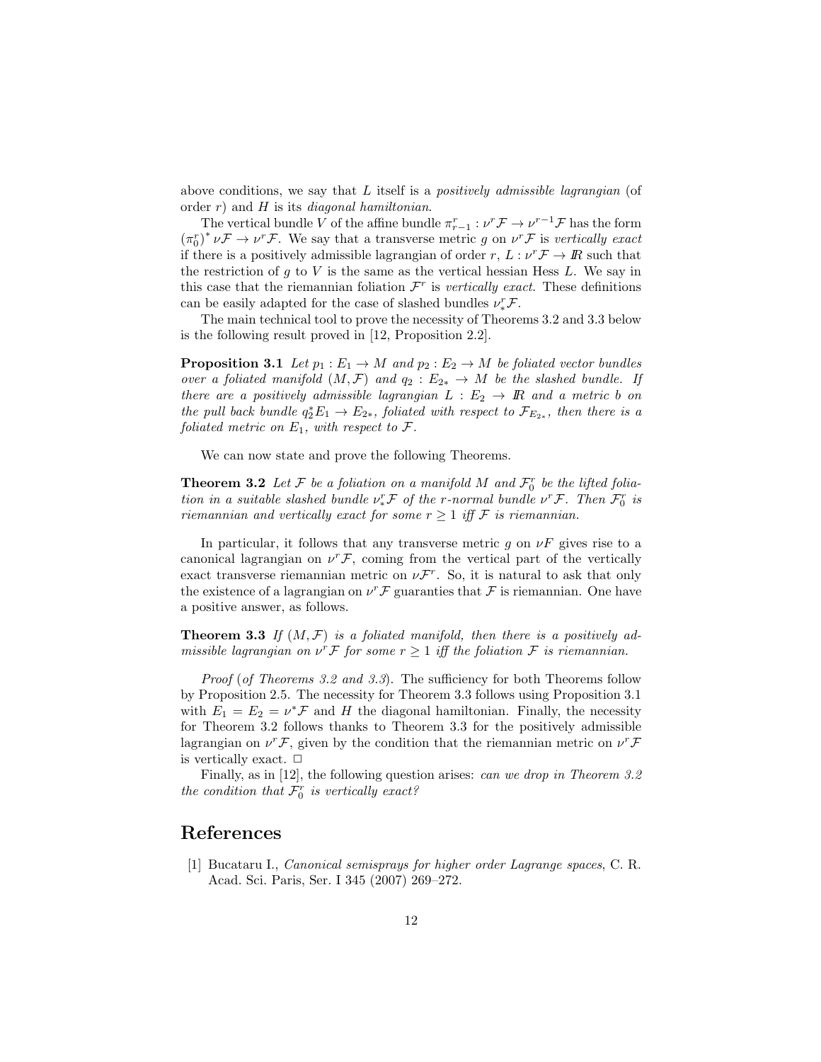above conditions, we say that $L$ itself is a *positively admissible lagrangian* (of order $r$) and $H$ is its *diagonal hamiltonian*.

The vertical bundle $V$ of the affine bundle $\pi^r_{r-1} : \nu^r\mathcal{F} \to \nu^{r-1}\mathcal{F}$ has the form $(\pi^r_0)^* \nu\mathcal{F} \to \nu^r\mathcal{F}$. We say that a transverse metric $g$ on $\nu^r\mathcal{F}$ is *vertically exact* if there is a positively admissible lagrangian of order $r$, $L : \nu^r\mathcal{F} \to I\!R$ such that the restriction of $g$ to $V$ is the same as the vertical hessian Hess $L$. We say in this case that the riemannian foliation $\mathcal{F}^r$ is *vertically exact*. These definitions can be easily adapted for the case of slashed bundles $\nu^r_*\mathcal{F}$.

The main technical tool to prove the necessity of Theorems 3.2 and 3.3 below is the following result proved in [12, Proposition 2.2].

**Proposition 3.1** *Let $p_1 : E_1 \to M$ and $p_2 : E_2 \to M$ be foliated vector bundles over a foliated manifold $(M, \mathcal{F})$ and $q_2 : E_{2*} \to M$ be the slashed bundle. If there are a positively admissible lagrangian $L : E_2 \to I\!R$ and a metric $b$ on the pull back bundle $q_2^* E_1 \to E_{2*}$, foliated with respect to $\mathcal{F}_{E_{2*}}$, then there is a foliated metric on $E_1$, with respect to $\mathcal{F}$.*

We can now state and prove the following Theorems.

**Theorem 3.2** *Let $\mathcal{F}$ be a foliation on a manifold $M$ and $\mathcal{F}^r_0$ be the lifted foliation in a suitable slashed bundle $\nu^r_*\mathcal{F}$ of the r-normal bundle $\nu^r\mathcal{F}$. Then $\mathcal{F}^r_0$ is riemannian and vertically exact for some $r \geq 1$ iff $\mathcal{F}$ is riemannian.*

In particular, it follows that any transverse metric $g$ on $\nu F$ gives rise to a canonical lagrangian on $\nu^r\mathcal{F}$, coming from the vertical part of the vertically exact transverse riemannian metric on $\nu\mathcal{F}^r$. So, it is natural to ask that only the existence of a lagrangian on $\nu^r\mathcal{F}$ guaranties that $\mathcal{F}$ is riemannian. One have a positive answer, as follows.

**Theorem 3.3** *If $(M, \mathcal{F})$ is a foliated manifold, then there is a positively admissible lagrangian on $\nu^r\mathcal{F}$ for some $r \geq 1$ iff the foliation $\mathcal{F}$ is riemannian.*

*Proof* (*of Theorems 3.2 and 3.3*). The sufficiency for both Theorems follow by Proposition 2.5. The necessity for Theorem 3.3 follows using Proposition 3.1 with $E_1 = E_2 = \nu^*\mathcal{F}$ and $H$ the diagonal hamiltonian. Finally, the necessity for Theorem 3.2 follows thanks to Theorem 3.3 for the positively admissible lagrangian on $\nu^r\mathcal{F}$, given by the condition that the riemannian metric on $\nu^r\mathcal{F}$ is vertically exact. □

Finally, as in [12], the following question arises: *can we drop in Theorem 3.2 the condition that $\mathcal{F}^r_0$ is vertically exact?*

# References

[1] Bucataru I., *Canonical semisprays for higher order Lagrange spaces*, C. R. Acad. Sci. Paris, Ser. I 345 (2007) 269–272.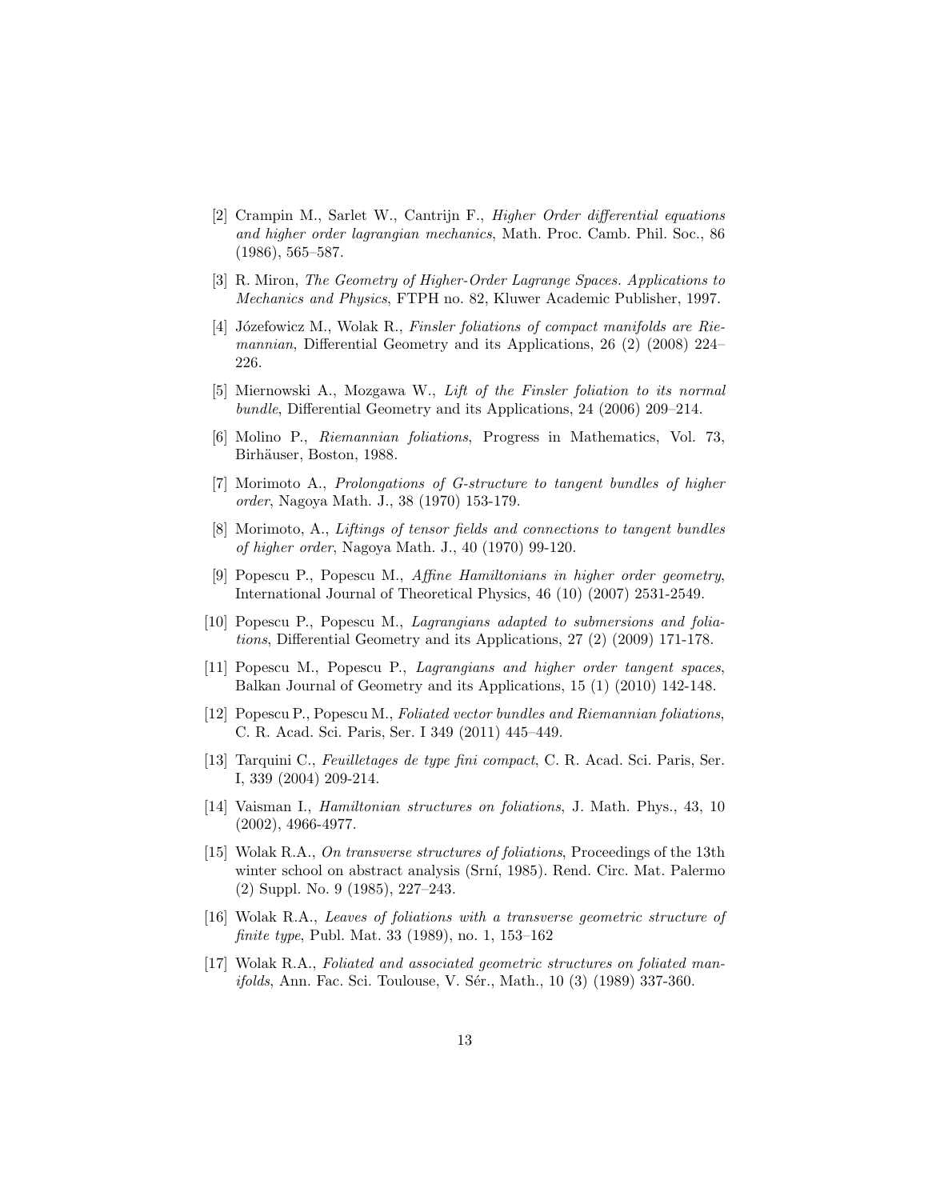[2] Crampin M., Sarlet W., Cantrijn F., *Higher Order differential equations and higher order lagrangian mechanics*, Math. Proc. Camb. Phil. Soc., 86 (1986), 565–587.

[3] R. Miron, *The Geometry of Higher-Order Lagrange Spaces. Applications to Mechanics and Physics*, FTPH no. 82, Kluwer Academic Publisher, 1997.

[4] Józefowicz M., Wolak R., *Finsler foliations of compact manifolds are Riemannian*, Differential Geometry and its Applications, 26 (2) (2008) 224–226.

[5] Miernowski A., Mozgawa W., *Lift of the Finsler foliation to its normal bundle*, Differential Geometry and its Applications, 24 (2006) 209–214.

[6] Molino P., *Riemannian foliations*, Progress in Mathematics, Vol. 73, Birhäuser, Boston, 1988.

[7] Morimoto A., *Prolongations of G-structure to tangent bundles of higher order*, Nagoya Math. J., 38 (1970) 153-179.

[8] Morimoto, A., *Liftings of tensor fields and connections to tangent bundles of higher order*, Nagoya Math. J., 40 (1970) 99-120.

[9] Popescu P., Popescu M., *Affine Hamiltonians in higher order geometry*, International Journal of Theoretical Physics, 46 (10) (2007) 2531-2549.

[10] Popescu P., Popescu M., *Lagrangians adapted to submersions and foliations*, Differential Geometry and its Applications, 27 (2) (2009) 171-178.

[11] Popescu M., Popescu P., *Lagrangians and higher order tangent spaces*, Balkan Journal of Geometry and its Applications, 15 (1) (2010) 142-148.

[12] Popescu P., Popescu M., *Foliated vector bundles and Riemannian foliations*, C. R. Acad. Sci. Paris, Ser. I 349 (2011) 445–449.

[13] Tarquini C., *Feuilletages de type fini compact*, C. R. Acad. Sci. Paris, Ser. I, 339 (2004) 209-214.

[14] Vaisman I., *Hamiltonian structures on foliations*, J. Math. Phys., 43, 10 (2002), 4966-4977.

[15] Wolak R.A., *On transverse structures of foliations*, Proceedings of the 13th winter school on abstract analysis (Srní, 1985). Rend. Circ. Mat. Palermo (2) Suppl. No. 9 (1985), 227–243.

[16] Wolak R.A., *Leaves of foliations with a transverse geometric structure of finite type*, Publ. Mat. 33 (1989), no. 1, 153–162

[17] Wolak R.A., *Foliated and associated geometric structures on foliated manifolds*, Ann. Fac. Sci. Toulouse, V. Sér., Math., 10 (3) (1989) 337-360.